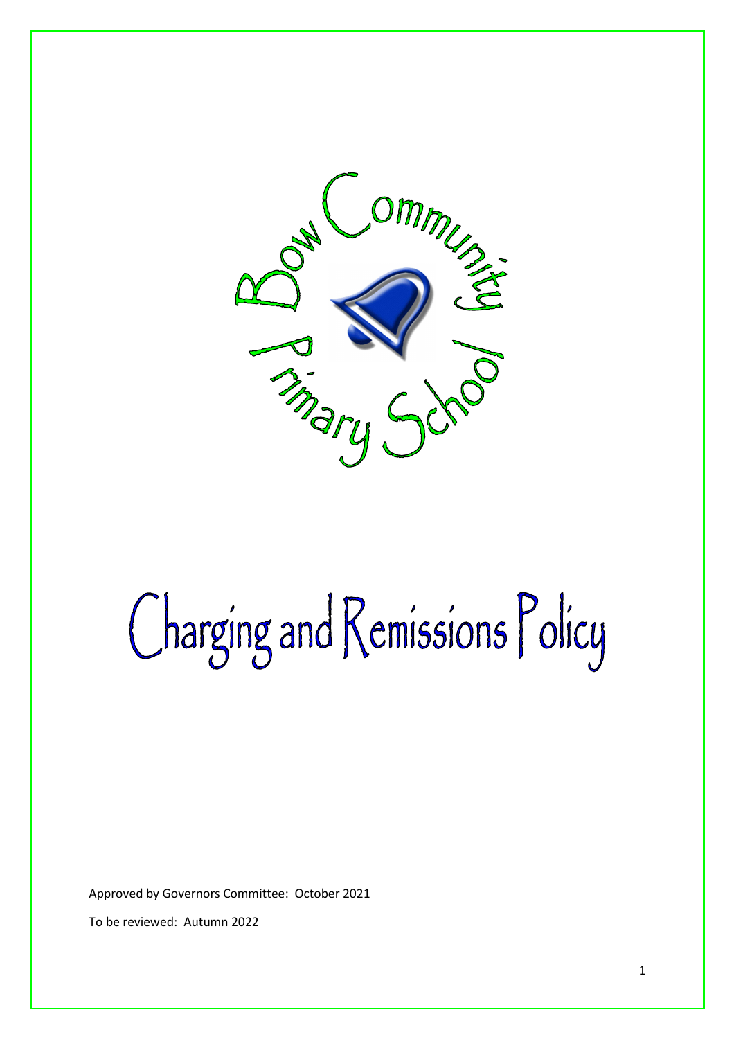Bow Community Primary School

# Charging and Remissions Policy

Approved by Governors Committee: October 2021

To be reviewed: Autumn 2022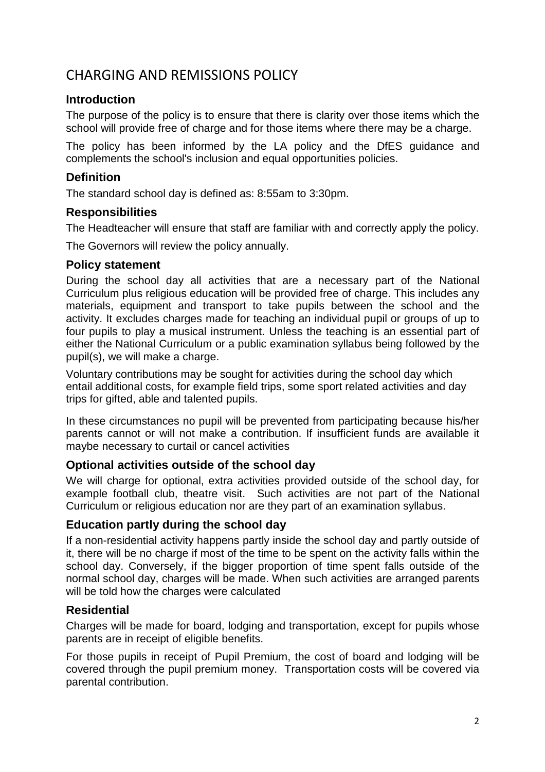# CHARGING AND REMISSIONS POLICY

## Introduction

The purpose of the policy is to ensure that there is clarity over those items which the school will provide free of charge and for those items where there may be a charge.

The policy has been informed by the LA policy and the DfES guidance and complements the school's inclusion and equal opportunities policies.

## Definition

The standard school day is defined as: 8:55am to 3:30pm.

## Responsibilities

The Headteacher will ensure that staff are familiar with and correctly apply the policy.

The Governors will review the policy annually.

## Policy statement

During the school day all activities that are a necessary part of the National Curriculum plus religious education will be provided free of charge. This includes any materials, equipment and transport to take pupils between the school and the activity. It excludes charges made for teaching an individual pupil or groups of up to four pupils to play a musical instrument. Unless the teaching is an essential part of either the National Curriculum or a public examination syllabus being followed by the pupil(s), we will make a charge.

Voluntary contributions may be sought for activities during the school day which entail additional costs, for example field trips, some sport related activities and day trips for gifted, able and talented pupils.

In these circumstances no pupil will be prevented from participating because his/her parents cannot or will not make a contribution. If insufficient funds are available it maybe necessary to curtail or cancel activities

## Optional activities outside of the school day

We will charge for optional, extra activities provided outside of the school day, for example football club, theatre visit. Such activities are not part of the National Curriculum or religious education nor are they part of an examination syllabus.

## Education partly during the school day

If a non-residential activity happens partly inside the school day and partly outside of it, there will be no charge if most of the time to be spent on the activity falls within the school day. Conversely, if the bigger proportion of time spent falls outside of the normal school day, charges will be made. When such activities are arranged parents will be told how the charges were calculated

## Residential

Charges will be made for board, lodging and transportation, except for pupils whose parents are in receipt of eligible benefits.

For those pupils in receipt of Pupil Premium, the cost of board and lodging will be covered through the pupil premium money. Transportation costs will be covered via parental contribution.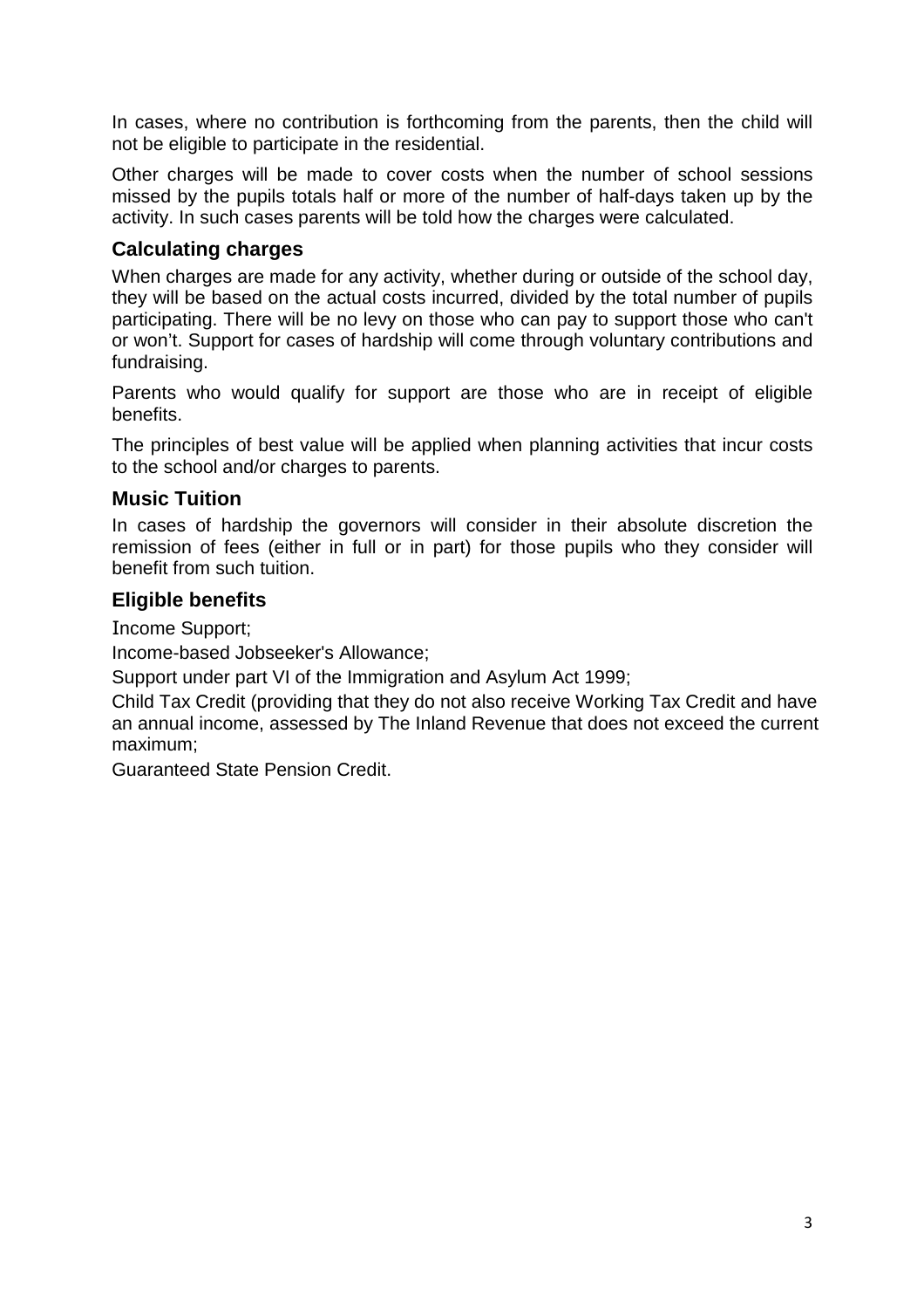In cases, where no contribution is forthcoming from the parents, then the child will not be eligible to participate in the residential.

Other charges will be made to cover costs when the number of school sessions missed by the pupils totals half or more of the number of half-days taken up by the activity. In such cases parents will be told how the charges were calculated.

## Calculating charges

When charges are made for any activity, whether during or outside of the school day, they will be based on the actual costs incurred, divided by the total number of pupils participating. There will be no levy on those who can pay to support those who can't or won't. Support for cases of hardship will come through voluntary contributions and fundraising.

Parents who would qualify for support are those who are in receipt of eligible benefits.

The principles of best value will be applied when planning activities that incur costs to the school and/or charges to parents.

## Music Tuition

In cases of hardship the governors will consider in their absolute discretion the remission of fees (either in full or in part) for those pupils who they consider will benefit from such tuition.

## Eligible benefits

Income Support;

Income-based Jobseeker's Allowance;

Support under part VI of the Immigration and Asylum Act 1999;

Child Tax Credit (providing that they do not also receive Working Tax Credit and have an annual income, assessed by The Inland Revenue that does not exceed the current maximum;

Guaranteed State Pension Credit.